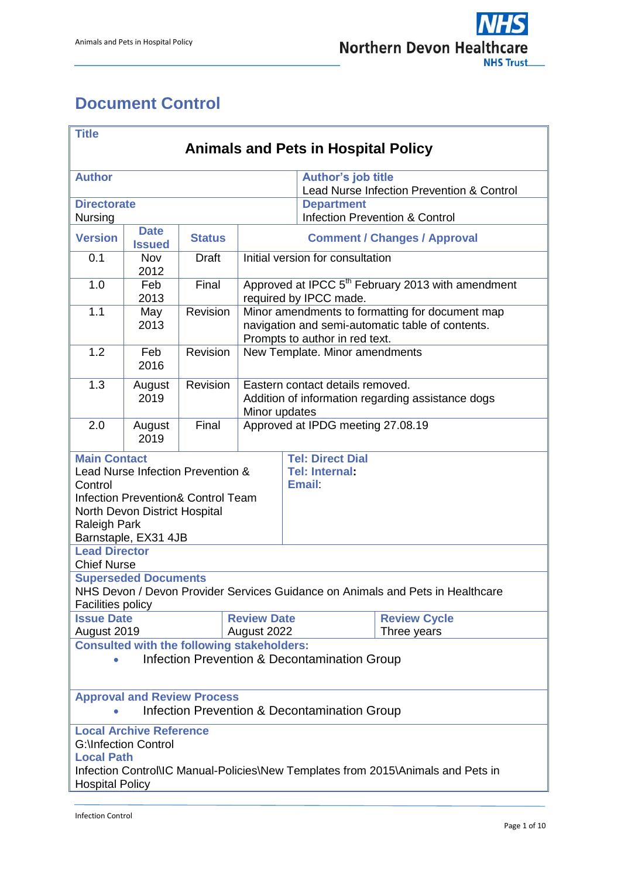# Document Control

| **Title** | | | |
|---|---|---|---|
| **Animals and Pets in Hospital Policy** | | | |
| **Author** | | **Author's job title** Lead Nurse Infection Prevention & Control | |
| **Directorate** Nursing | | **Department** Infection Prevention & Control | |

| **Version** | **Date Issued** | **Status** | **Comment / Changes / Approval** |
|---|---|---|---|
| 0.1 | Nov 2012 | Draft | Initial version for consultation |
| 1.0 | Feb 2013 | Final | Approved at IPCC 5th February 2013 with amendment required by IPCC made. |
| 1.1 | May 2013 | Revision | Minor amendments to formatting for document map navigation and semi-automatic table of contents. Prompts to author in red text. |
| 1.2 | Feb 2016 | Revision | New Template. Minor amendments |
| 1.3 | August 2019 | Revision | Eastern contact details removed. Addition of information regarding assistance dogs Minor updates |
| 2.0 | August 2019 | Final | Approved at IPDG meeting 27.08.19 |

| **Main Contact** | |
|---|---|
| Lead Nurse Infection Prevention & Control<br>Infection Prevention& Control Team<br>North Devon District Hospital<br>Raleigh Park<br>Barnstaple, EX31 4JB | **Tel: Direct Dial**<br>**Tel: Internal:**<br>**Email**: |

**Lead Director**
Chief Nurse

**Superseded Documents**
NHS Devon / Devon Provider Services Guidance on Animals and Pets in Healthcare Facilities policy

| **Issue Date** | **Review Date** | **Review Cycle** |
|---|---|---|
| August 2019 | August 2022 | Three years |

**Consulted with the following stakeholders:**

- Infection Prevention & Decontamination Group

**Approval and Review Process**

- Infection Prevention & Decontamination Group

**Local Archive Reference**
G:\Infection Control

**Local Path**
Infection Control\IC Manual-Policies\New Templates from 2015\Animals and Pets in Hospital Policy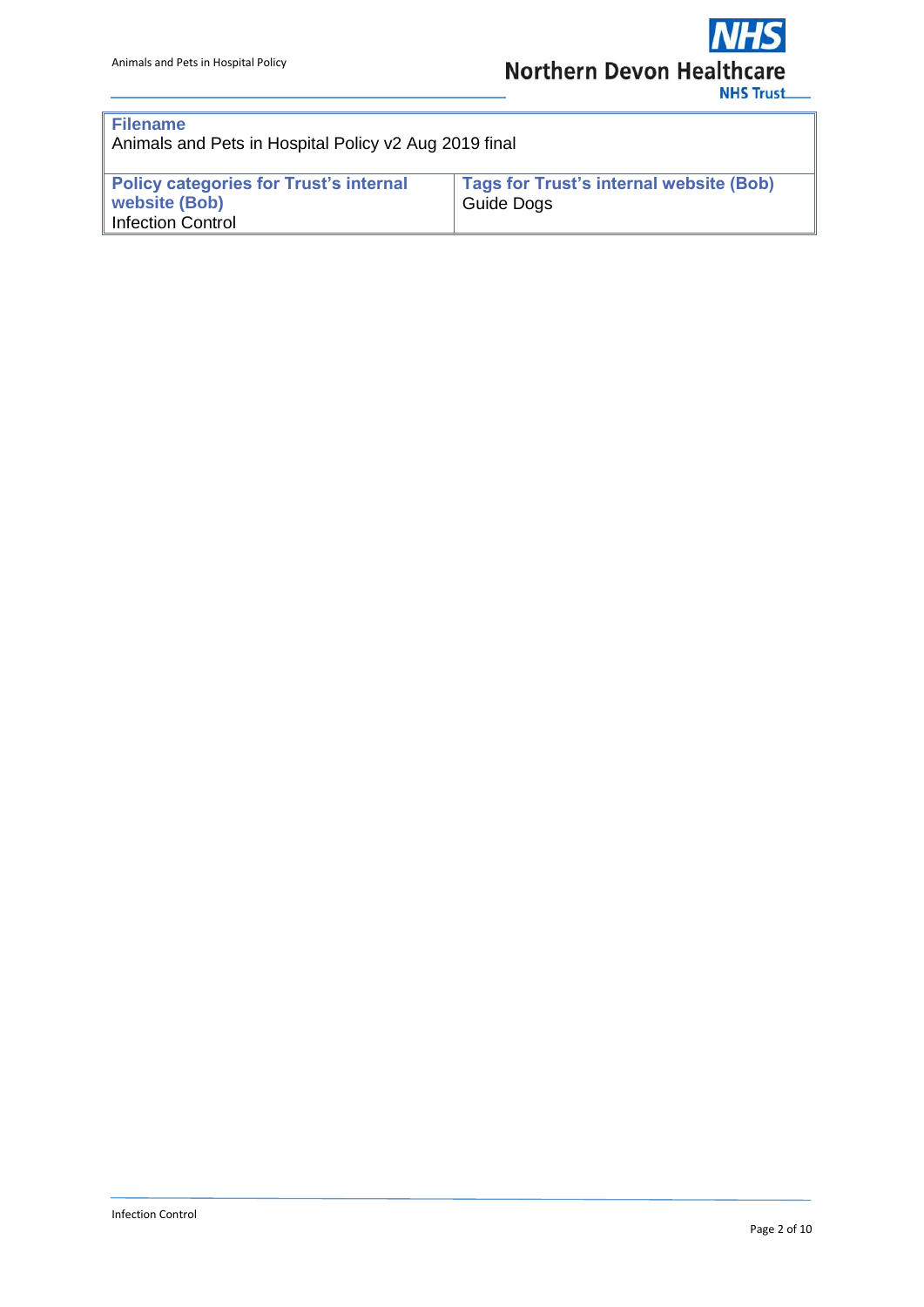| **Filename**<br>Animals and Pets in Hospital Policy v2 Aug 2019 final | |
|---|---|
| **Policy categories for Trust's internal website (Bob)**<br>Infection Control | **Tags for Trust's internal website (Bob)**<br>Guide Dogs |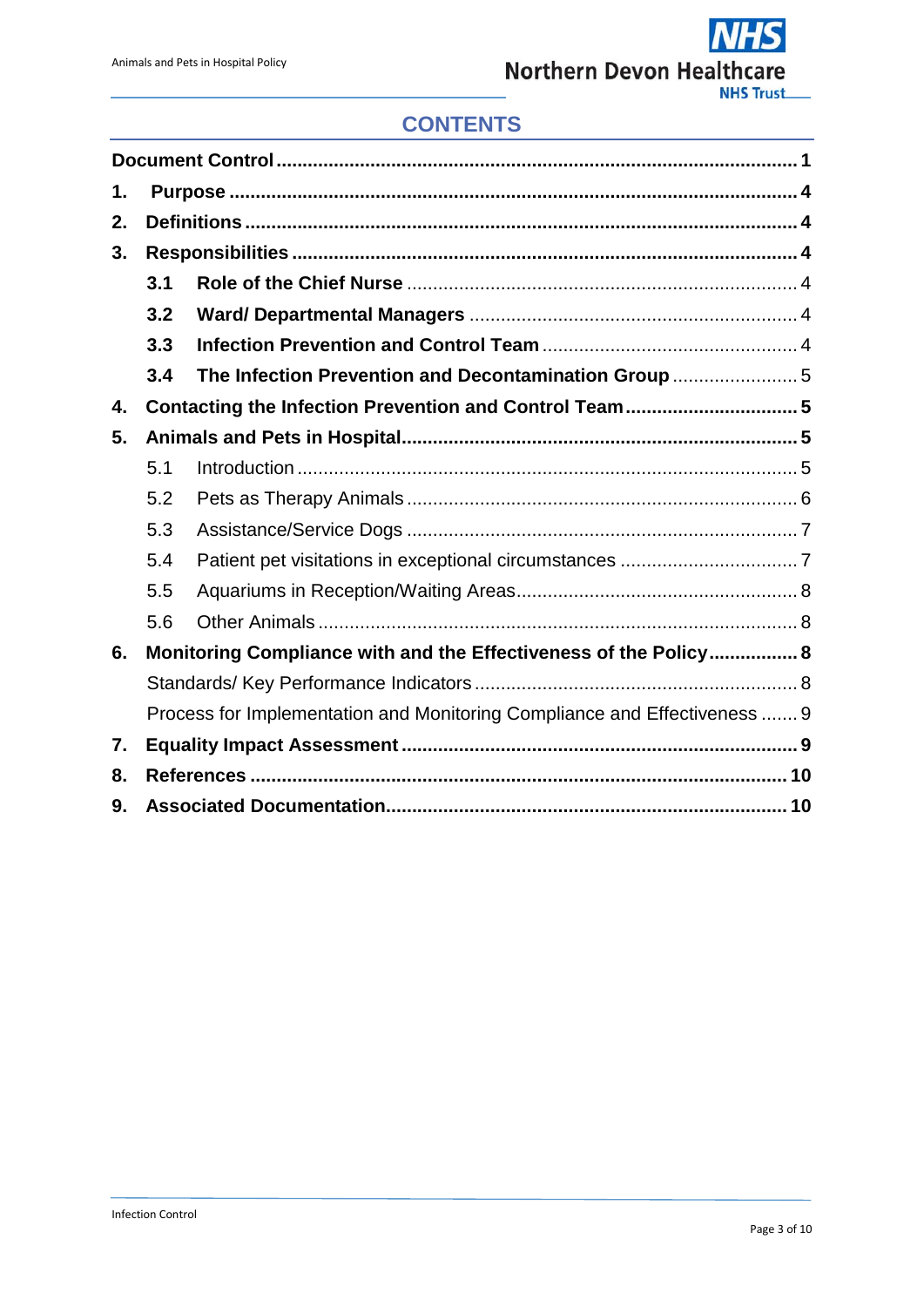## CONTENTS

**Document Control** .......... **1**

**1. Purpose** .......... **4**

**2. Definitions** .......... **4**

**3. Responsibilities** .......... **4**

- **3.1 Role of the Chief Nurse** .......... 4
- **3.2 Ward/ Departmental Managers** .......... 4
- **3.3 Infection Prevention and Control Team** .......... 4
- **3.4 The Infection Prevention and Decontamination Group** .......... 5

**4. Contacting the Infection Prevention and Control Team** .......... **5**

**5. Animals and Pets in Hospital** .......... **5**

- 5.1 Introduction .......... 5
- 5.2 Pets as Therapy Animals .......... 6
- 5.3 Assistance/Service Dogs .......... 7
- 5.4 Patient pet visitations in exceptional circumstances .......... 7
- 5.5 Aquariums in Reception/Waiting Areas .......... 8
- 5.6 Other Animals .......... 8

**6. Monitoring Compliance with and the Effectiveness of the Policy** .......... **8**

- Standards/ Key Performance Indicators .......... 8
- Process for Implementation and Monitoring Compliance and Effectiveness .......... 9

**7. Equality Impact Assessment** .......... **9**

**8. References** .......... **10**

**9. Associated Documentation** .......... **10**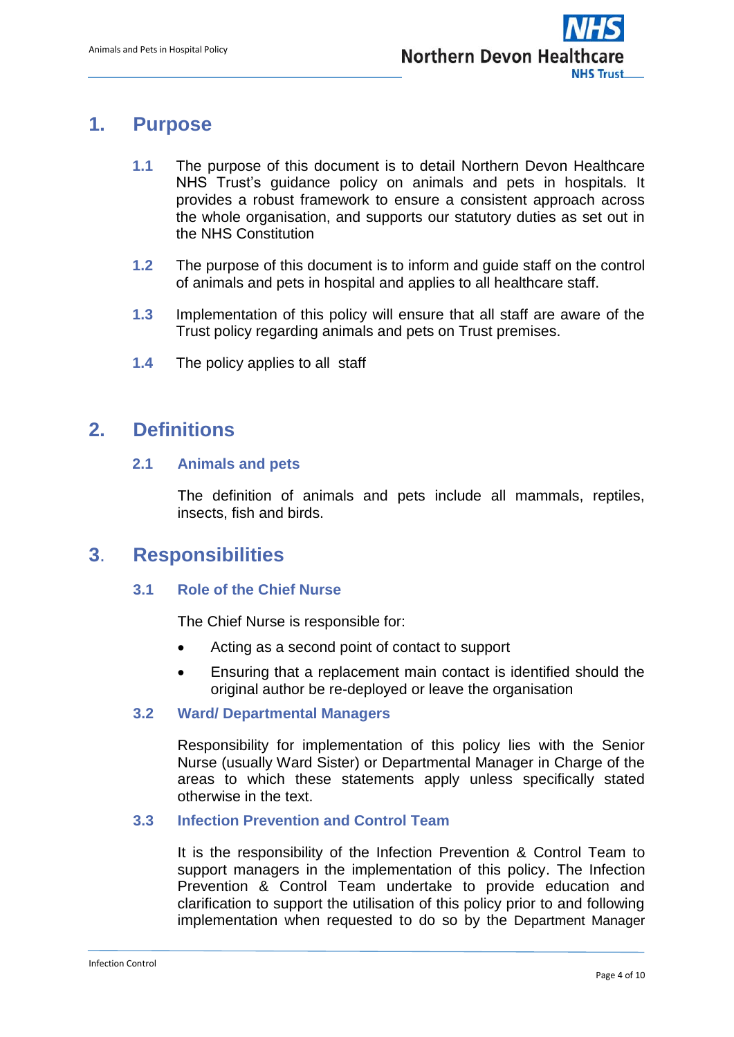## 1. Purpose

**1.1** The purpose of this document is to detail Northern Devon Healthcare NHS Trust's guidance policy on animals and pets in hospitals. It provides a robust framework to ensure a consistent approach across the whole organisation, and supports our statutory duties as set out in the NHS Constitution

**1.2** The purpose of this document is to inform and guide staff on the control of animals and pets in hospital and applies to all healthcare staff.

**1.3** Implementation of this policy will ensure that all staff are aware of the Trust policy regarding animals and pets on Trust premises.

**1.4** The policy applies to all staff

## 2. Definitions

### 2.1 Animals and pets

The definition of animals and pets include all mammals, reptiles, insects, fish and birds.

## 3. Responsibilities

### 3.1 Role of the Chief Nurse

The Chief Nurse is responsible for:

- Acting as a second point of contact to support
- Ensuring that a replacement main contact is identified should the original author be re-deployed or leave the organisation

### 3.2 Ward/ Departmental Managers

Responsibility for implementation of this policy lies with the Senior Nurse (usually Ward Sister) or Departmental Manager in Charge of the areas to which these statements apply unless specifically stated otherwise in the text.

### 3.3 Infection Prevention and Control Team

It is the responsibility of the Infection Prevention & Control Team to support managers in the implementation of this policy. The Infection Prevention & Control Team undertake to provide education and clarification to support the utilisation of this policy prior to and following implementation when requested to do so by the Department Manager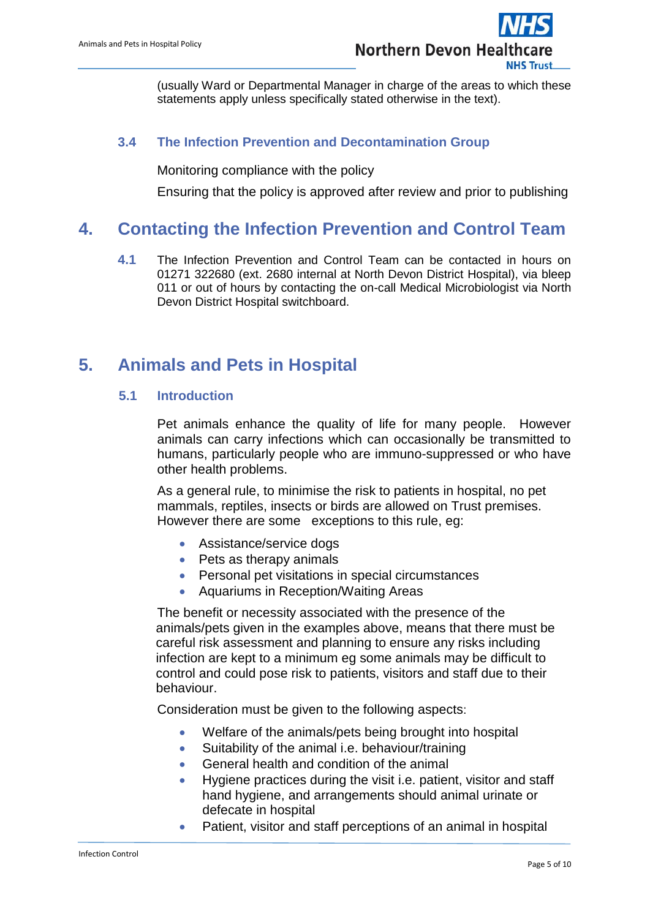(usually Ward or Departmental Manager in charge of the areas to which these statements apply unless specifically stated otherwise in the text).

### 3.4 The Infection Prevention and Decontamination Group

Monitoring compliance with the policy

Ensuring that the policy is approved after review and prior to publishing

## 4. Contacting the Infection Prevention and Control Team

**4.1** The Infection Prevention and Control Team can be contacted in hours on 01271 322680 (ext. 2680 internal at North Devon District Hospital), via bleep 011 or out of hours by contacting the on-call Medical Microbiologist via North Devon District Hospital switchboard.

## 5. Animals and Pets in Hospital

### 5.1 Introduction

Pet animals enhance the quality of life for many people. However animals can carry infections which can occasionally be transmitted to humans, particularly people who are immuno-suppressed or who have other health problems.

As a general rule, to minimise the risk to patients in hospital, no pet mammals, reptiles, insects or birds are allowed on Trust premises. However there are some exceptions to this rule, eg:

- Assistance/service dogs
- Pets as therapy animals
- Personal pet visitations in special circumstances
- Aquariums in Reception/Waiting Areas

The benefit or necessity associated with the presence of the animals/pets given in the examples above, means that there must be careful risk assessment and planning to ensure any risks including infection are kept to a minimum eg some animals may be difficult to control and could pose risk to patients, visitors and staff due to their behaviour.

Consideration must be given to the following aspects:

- Welfare of the animals/pets being brought into hospital
- Suitability of the animal i.e. behaviour/training
- General health and condition of the animal
- Hygiene practices during the visit i.e. patient, visitor and staff hand hygiene, and arrangements should animal urinate or defecate in hospital
- Patient, visitor and staff perceptions of an animal in hospital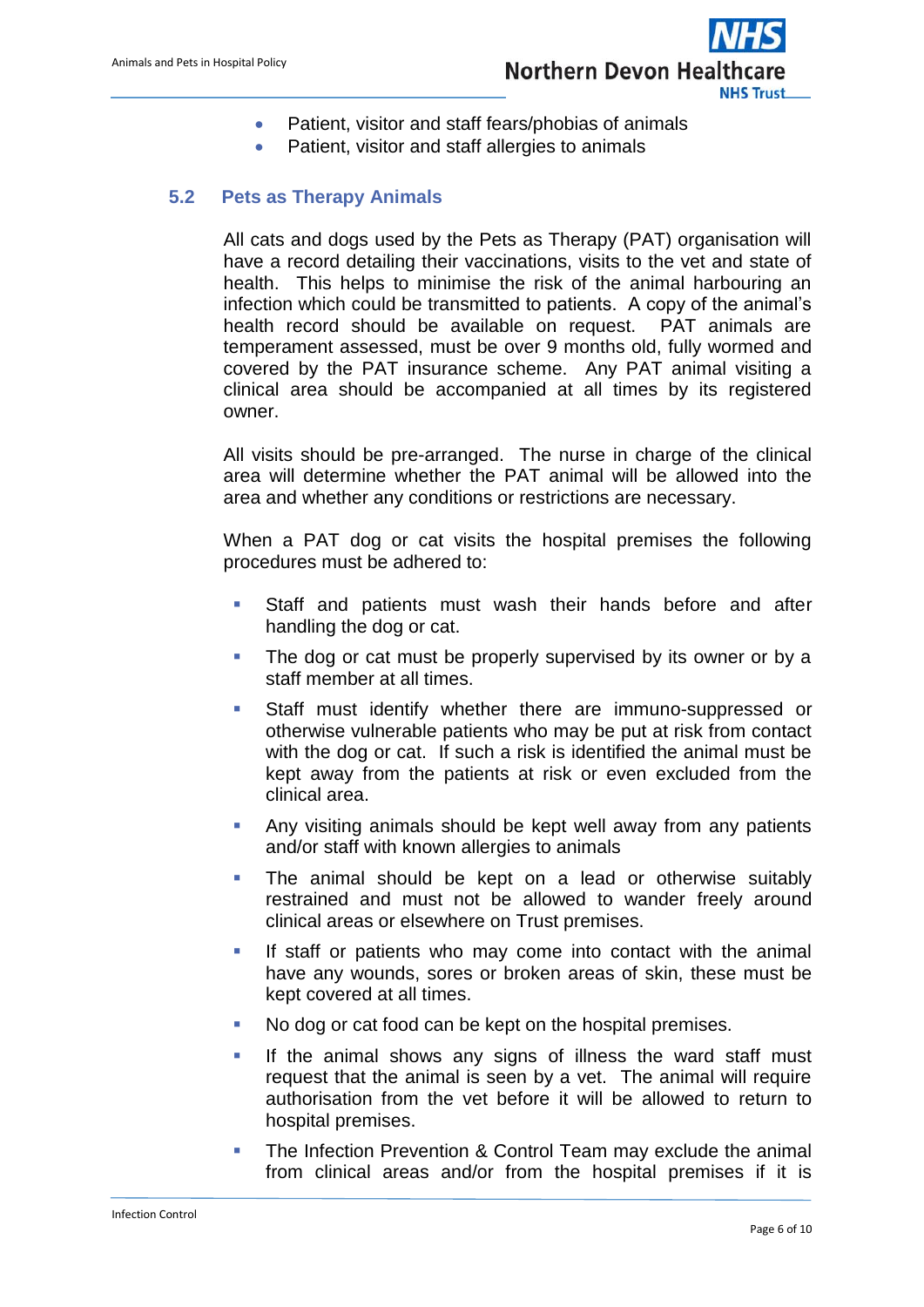- Patient, visitor and staff fears/phobias of animals
- Patient, visitor and staff allergies to animals

### 5.2 Pets as Therapy Animals

All cats and dogs used by the Pets as Therapy (PAT) organisation will have a record detailing their vaccinations, visits to the vet and state of health. This helps to minimise the risk of the animal harbouring an infection which could be transmitted to patients. A copy of the animal's health record should be available on request. PAT animals are temperament assessed, must be over 9 months old, fully wormed and covered by the PAT insurance scheme. Any PAT animal visiting a clinical area should be accompanied at all times by its registered owner.

All visits should be pre-arranged. The nurse in charge of the clinical area will determine whether the PAT animal will be allowed into the area and whether any conditions or restrictions are necessary.

When a PAT dog or cat visits the hospital premises the following procedures must be adhered to:

- Staff and patients must wash their hands before and after handling the dog or cat.
- The dog or cat must be properly supervised by its owner or by a staff member at all times.
- Staff must identify whether there are immuno-suppressed or otherwise vulnerable patients who may be put at risk from contact with the dog or cat. If such a risk is identified the animal must be kept away from the patients at risk or even excluded from the clinical area.
- Any visiting animals should be kept well away from any patients and/or staff with known allergies to animals
- The animal should be kept on a lead or otherwise suitably restrained and must not be allowed to wander freely around clinical areas or elsewhere on Trust premises.
- If staff or patients who may come into contact with the animal have any wounds, sores or broken areas of skin, these must be kept covered at all times.
- No dog or cat food can be kept on the hospital premises.
- If the animal shows any signs of illness the ward staff must request that the animal is seen by a vet. The animal will require authorisation from the vet before it will be allowed to return to hospital premises.
- The Infection Prevention & Control Team may exclude the animal from clinical areas and/or from the hospital premises if it is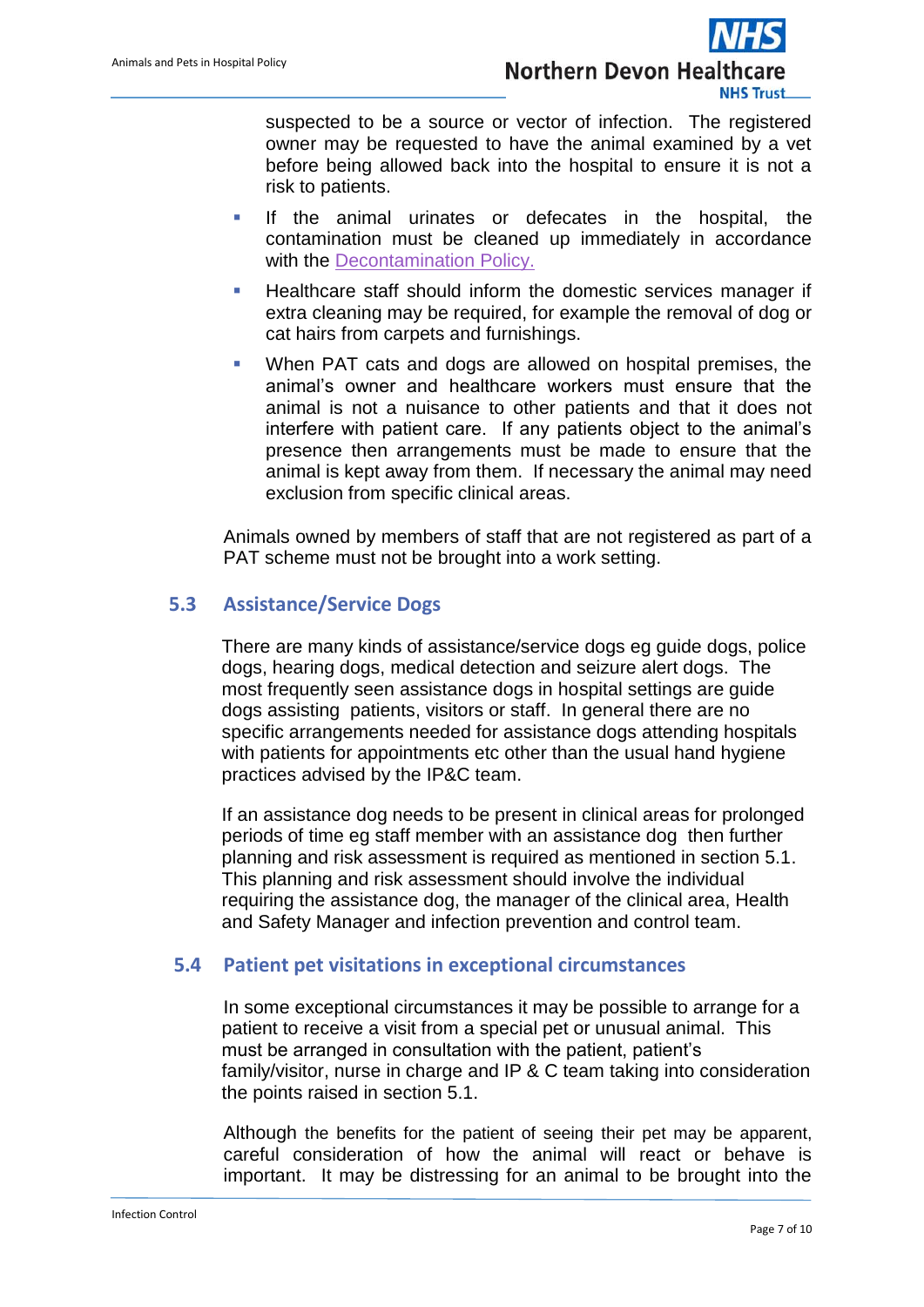suspected to be a source or vector of infection. The registered owner may be requested to have the animal examined by a vet before being allowed back into the hospital to ensure it is not a risk to patients.

- If the animal urinates or defecates in the hospital, the contamination must be cleaned up immediately in accordance with the Decontamination Policy.
- Healthcare staff should inform the domestic services manager if extra cleaning may be required, for example the removal of dog or cat hairs from carpets and furnishings.
- When PAT cats and dogs are allowed on hospital premises, the animal's owner and healthcare workers must ensure that the animal is not a nuisance to other patients and that it does not interfere with patient care. If any patients object to the animal's presence then arrangements must be made to ensure that the animal is kept away from them. If necessary the animal may need exclusion from specific clinical areas.

Animals owned by members of staff that are not registered as part of a PAT scheme must not be brought into a work setting.

## 5.3 Assistance/Service Dogs

There are many kinds of assistance/service dogs eg guide dogs, police dogs, hearing dogs, medical detection and seizure alert dogs. The most frequently seen assistance dogs in hospital settings are guide dogs assisting patients, visitors or staff. In general there are no specific arrangements needed for assistance dogs attending hospitals with patients for appointments etc other than the usual hand hygiene practices advised by the IP&C team.

If an assistance dog needs to be present in clinical areas for prolonged periods of time eg staff member with an assistance dog then further planning and risk assessment is required as mentioned in section 5.1. This planning and risk assessment should involve the individual requiring the assistance dog, the manager of the clinical area, Health and Safety Manager and infection prevention and control team.

## 5.4 Patient pet visitations in exceptional circumstances

In some exceptional circumstances it may be possible to arrange for a patient to receive a visit from a special pet or unusual animal. This must be arranged in consultation with the patient, patient's family/visitor, nurse in charge and IP & C team taking into consideration the points raised in section 5.1.

Although the benefits for the patient of seeing their pet may be apparent, careful consideration of how the animal will react or behave is important. It may be distressing for an animal to be brought into the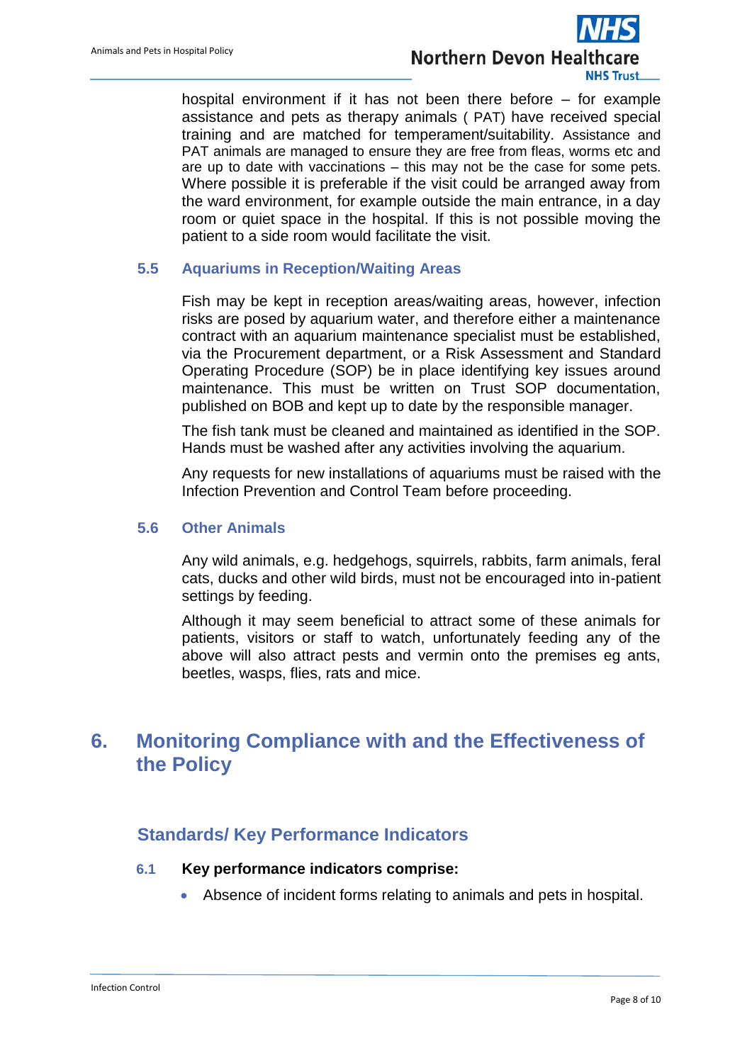hospital environment if it has not been there before – for example assistance and pets as therapy animals ( PAT) have received special training and are matched for temperament/suitability. Assistance and PAT animals are managed to ensure they are free from fleas, worms etc and are up to date with vaccinations – this may not be the case for some pets. Where possible it is preferable if the visit could be arranged away from the ward environment, for example outside the main entrance, in a day room or quiet space in the hospital. If this is not possible moving the patient to a side room would facilitate the visit.

### 5.5 Aquariums in Reception/Waiting Areas

Fish may be kept in reception areas/waiting areas, however, infection risks are posed by aquarium water, and therefore either a maintenance contract with an aquarium maintenance specialist must be established, via the Procurement department, or a Risk Assessment and Standard Operating Procedure (SOP) be in place identifying key issues around maintenance. This must be written on Trust SOP documentation, published on BOB and kept up to date by the responsible manager.

The fish tank must be cleaned and maintained as identified in the SOP. Hands must be washed after any activities involving the aquarium.

Any requests for new installations of aquariums must be raised with the Infection Prevention and Control Team before proceeding.

### 5.6 Other Animals

Any wild animals, e.g. hedgehogs, squirrels, rabbits, farm animals, feral cats, ducks and other wild birds, must not be encouraged into in-patient settings by feeding.

Although it may seem beneficial to attract some of these animals for patients, visitors or staff to watch, unfortunately feeding any of the above will also attract pests and vermin onto the premises eg ants, beetles, wasps, flies, rats and mice.

# 6. Monitoring Compliance with and the Effectiveness of the Policy

## Standards/ Key Performance Indicators

### 6.1 Key performance indicators comprise:

- Absence of incident forms relating to animals and pets in hospital.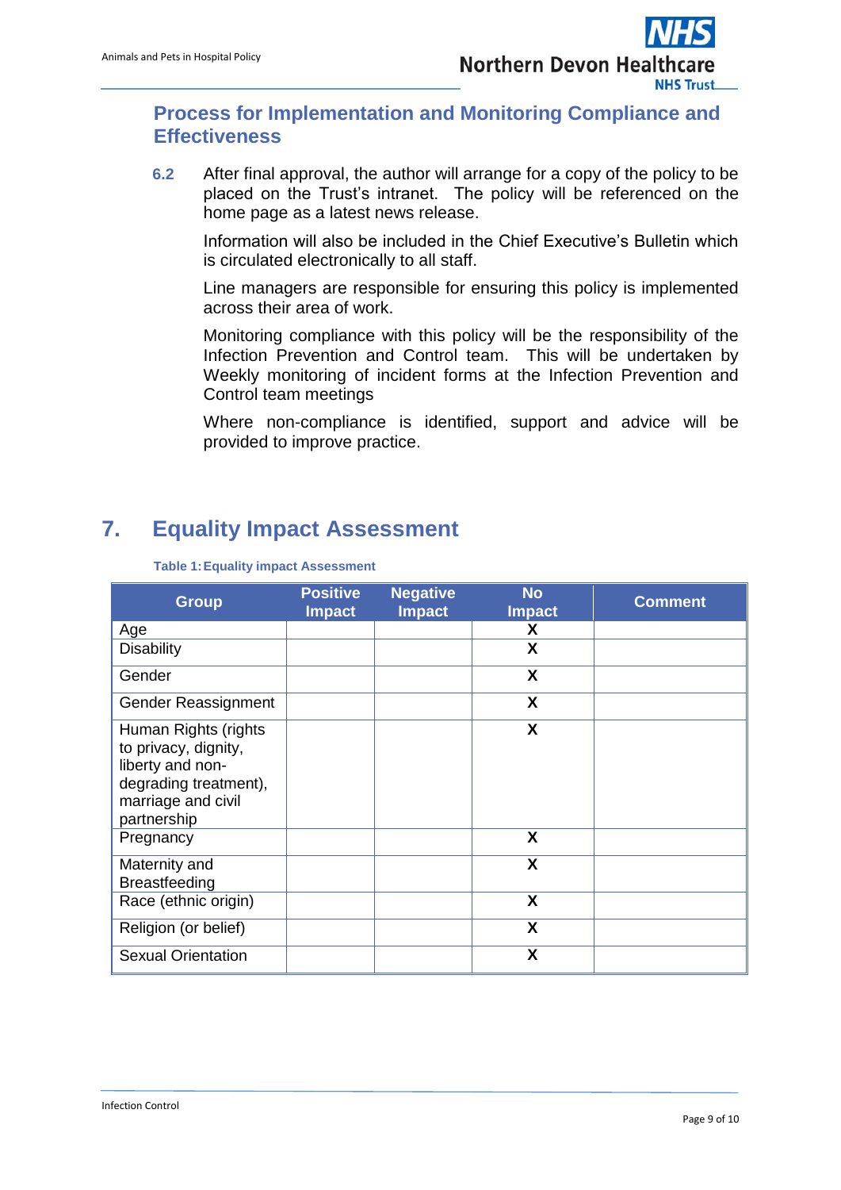## Process for Implementation and Monitoring Compliance and Effectiveness

**6.2** After final approval, the author will arrange for a copy of the policy to be placed on the Trust's intranet. The policy will be referenced on the home page as a latest news release.

Information will also be included in the Chief Executive's Bulletin which is circulated electronically to all staff.

Line managers are responsible for ensuring this policy is implemented across their area of work.

Monitoring compliance with this policy will be the responsibility of the Infection Prevention and Control team. This will be undertaken by Weekly monitoring of incident forms at the Infection Prevention and Control team meetings

Where non-compliance is identified, support and advice will be provided to improve practice.

# 7. Equality Impact Assessment

**Table 1: Equality impact Assessment**

| Group | Positive Impact | Negative Impact | No Impact | Comment |
|---|---|---|---|---|
| Age | | | X | |
| Disability | | | X | |
| Gender | | | X | |
| Gender Reassignment | | | X | |
| Human Rights (rights to privacy, dignity, liberty and non-degrading treatment), marriage and civil partnership | | | X | |
| Pregnancy | | | X | |
| Maternity and Breastfeeding | | | X | |
| Race (ethnic origin) | | | X | |
| Religion (or belief) | | | X | |
| Sexual Orientation | | | X | |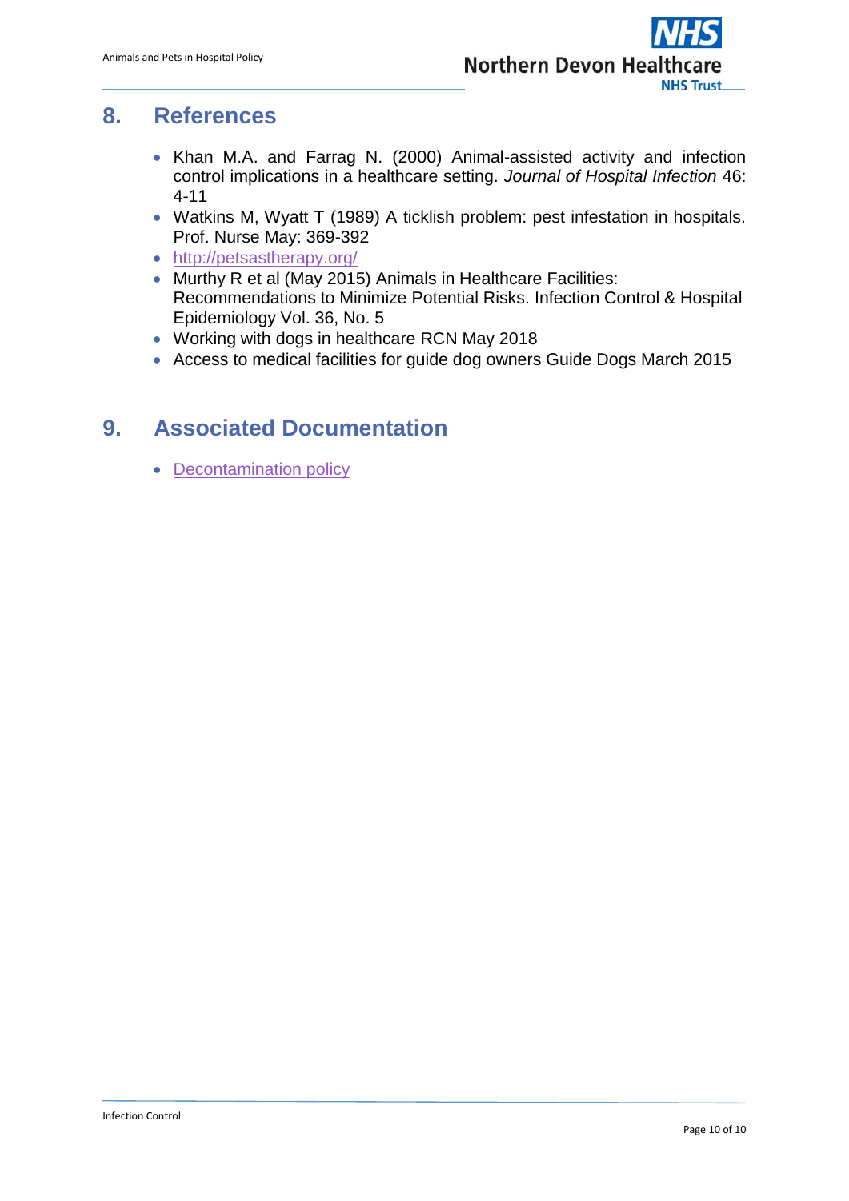## 8. References

- Khan M.A. and Farrag N. (2000) Animal-assisted activity and infection control implications in a healthcare setting. *Journal of Hospital Infection* 46: 4-11
- Watkins M, Wyatt T (1989) A ticklish problem: pest infestation in hospitals. Prof. Nurse May: 369-392
- [http://petsastherapy.org/](http://petsastherapy.org/)
- Murthy R et al (May 2015) Animals in Healthcare Facilities: Recommendations to Minimize Potential Risks. Infection Control & Hospital Epidemiology Vol. 36, No. 5
- Working with dogs in healthcare RCN May 2018
- Access to medical facilities for guide dog owners Guide Dogs March 2015

## 9. Associated Documentation

- Decontamination policy